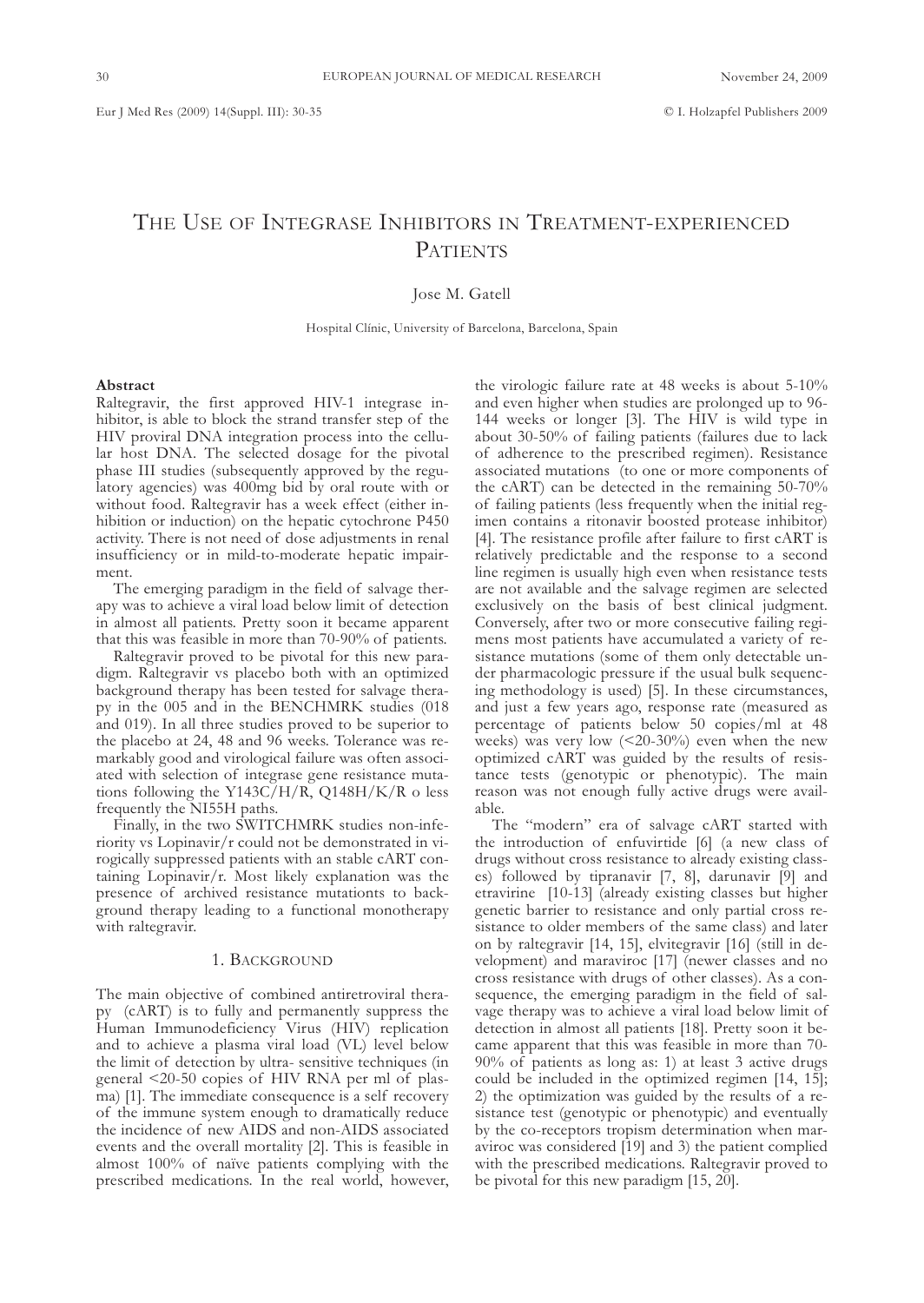# The Use of Integrase Inhibitors in Treatment-experienced Patients

Jose M. Gatell

Hospital Clínic, University of Barcelona, Barcelona, Spain

**Abstract**

Raltegravir, the first approved HIV-1 integrase inhibitor, is able to block the strand transfer step of the HIV proviral DNA integration process into the cellular host DNA. The selected dosage for the pivotal phase III studies (subsequently approved by the regulatory agencies) was 400mg bid by oral route with or without food. Raltegravir has a week effect (either inhibition or induction) on the hepatic cytochrone P450 activity. There is not need of dose adjustments in renal insufficiency or in mild-to-moderate hepatic impairment.

The emerging paradigm in the field of salvage therapy was to achieve a viral load below limit of detection in almost all patients. Pretty soon it became apparent that this was feasible in more than 70-90% of patients.

Raltegravir proved to be pivotal for this new paradigm. Raltegravir vs placebo both with an optimized background therapy has been tested for salvage therapy in the 005 and in the BENCHMRK studies (018 and 019). In all three studies proved to be superior to the placebo at 24, 48 and 96 weeks. Tolerance was remarkably good and virological failure was often associated with selection of integrase gene resistance mutations following the Y143C/H/R, Q148H/K/R o less frequently the NI55H paths.

Finally, in the two SWITCHMRK studies non-inferiority vs Lopinavir/r could not be demonstrated in virologically suppressed patients with an stable cART containing Lopinavir/r. Most likely explanation was the presence of archived resistance mutations to background therapy leading to a functional monotherapy with raltegravir.

## 1. Background

The main objective of combined antiretroviral therapy (cART) is to fully and permanently suppress the Human Immunodeficiency Virus (HIV) replication and to achieve a plasma viral load (VL) level below the limit of detection by ultra- sensitive techniques (in general <20-50 copies of HIV RNA per ml of plasma) [1]. The immediate consequence is a self recovery of the immune system enough to dramatically reduce the incidence of new AIDS and non-AIDS associated events and the overall mortality [2]. This is feasible in almost 100% of naïve patients complying with the prescribed medications. In the real world, however, the virologic failure rate at 48 weeks is about 5-10% and even higher when studies are prolonged up to 96-144 weeks or longer [3]. The HIV is wild type in about 30-50% of failing patients (failures due to lack of adherence to the prescribed regimen). Resistance associated mutations (to one or more components of the cART) can be detected in the remaining 50-70% of failing patients (less frequently when the initial regimen contains a ritonavir boosted protease inhibitor) [4]. The resistance profile after failure to first cART is relatively predictable and the response to a second line regimen is usually high even when resistance tests are not available and the salvage regimen are selected exclusively on the basis of best clinical judgment. Conversely, after two or more consecutive failing regimens most patients have accumulated a variety of resistance mutations (some of them only detectable under pharmacologic pressure if the usual bulk sequencing methodology is used) [5]. In these circumstances, and just a few years ago, response rate (measured as percentage of patients below 50 copies/ml at 48 weeks) was very low (<20-30%) even when the new optimized cART was guided by the results of resistance tests (genotypic or phenotypic). The main reason was not enough fully active drugs were available.

The "modern" era of salvage cART started with the introduction of enfuvirtide [6] (a new class of drugs without cross resistance to already existing classes) followed by tipranavir [7, 8], darunavir [9] and etravirine [10-13] (already existing classes but higher genetic barrier to resistance and only partial cross resistance to older members of the same class) and later on by raltegravir [14, 15], elvitegravir [16] (still in development) and maraviroc [17] (newer classes and no cross resistance with drugs of other classes). As a consequence, the emerging paradigm in the field of salvage therapy was to achieve a viral load below limit of detection in almost all patients [18]. Pretty soon it became apparent that this was feasible in more than 70-90% of patients as long as: 1) at least 3 active drugs could be included in the optimized regimen [14, 15]; 2) the optimization was guided by the results of a resistance test (genotypic or phenotypic) and eventually by the co-receptors tropism determination when maraviroc was considered [19] and 3) the patient complied with the prescribed medications. Raltegravir proved to be pivotal for this new paradigm [15, 20].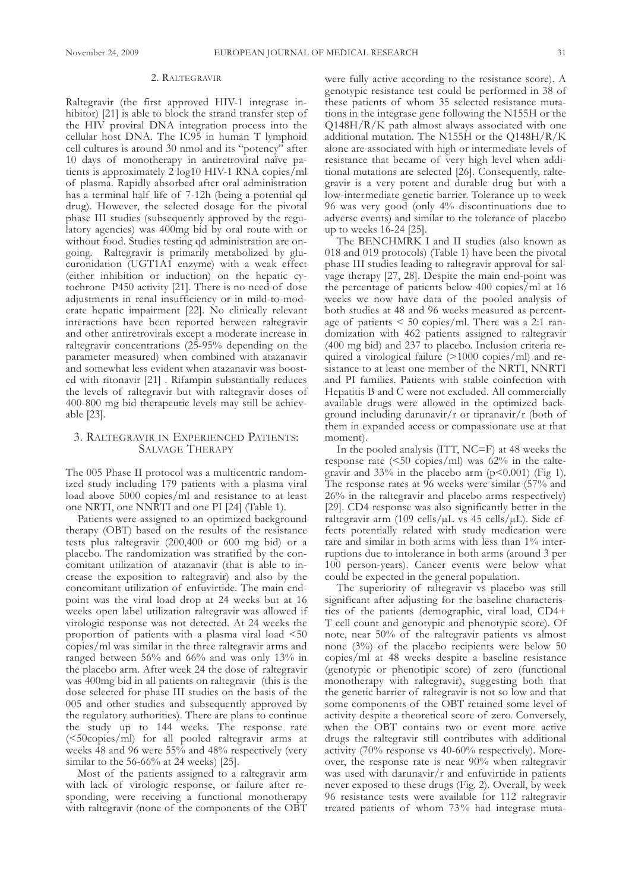## 2. Raltegravir

Raltegravir (the first approved HIV-1 integrase inhibitor) [21] is able to block the strand transfer step of the HIV proviral DNA integration process into the cellular host DNA. The IC95 in human T lymphoid cell cultures is around 30 nmol and its "potency" after 10 days of monotherapy in antiretroviral naïve patients is approximately 2 log10 HIV-1 RNA copies/ml of plasma. Rapidly absorbed after oral administration has a terminal half life of 7-12h (being a potential qd drug). However, the selected dosage for the pivotal phase III studies (subsequently approved by the regulatory agencies) was 400mg bid by oral route with or without food. Studies testing qd administration are ongoing. Raltegravir is primarily metabolized by glucuronidation (UGT1A1 enzyme) with a weak effect (either inhibition or induction) on the hepatic cytochrone P450 activity [21]. There is no need of dose adjustments in renal insufficiency or in mild-to-moderate hepatic impairment [22]. No clinically relevant interactions have been reported between raltegravir and other antiretrovirals except a moderate increase in raltegravir concentrations (25-95% depending on the parameter measured) when combined with atazanavir and somewhat less evident when atazanavir was boosted with ritonavir [21] . Rifampin substantially reduces the levels of raltegravir but with raltegravir doses of 400-800 mg bid therapeutic levels may still be achievable [23].

## 3. Raltegravir in Experienced Patients: Salvage Therapy

The 005 Phase II protocol was a multicentric randomized study including 179 patients with a plasma viral load above 5000 copies/ml and resistance to at least one NRTI, one NNRTI and one PI [24] (Table 1).

Patients were assigned to an optimized background therapy (OBT) based on the results of the resistance tests plus raltegravir (200,400 or 600 mg bid) or a placebo. The randomization was stratified by the concomitant utilization of atazanavir (that is able to increase the exposition to raltegravir) and also by the concomitant utilization of enfuvirtide. The main endpoint was the viral load drop at 24 weeks but at 16 weeks open label utilization raltegravir was allowed if virologic response was not detected. At 24 weeks the proportion of patients with a plasma viral load <50 copies/ml was similar in the three raltegravir arms and ranged between 56% and 66% and was only 13% in the placebo arm. After week 24 the dose of raltegravir was 400mg bid in all patients on raltegravir (this is the dose selected for phase III studies on the basis of the 005 and other studies and subsequently approved by the regulatory authorities). There are plans to continue the study up to 144 weeks. The response rate (<50copies/ml) for all pooled raltegravir arms at weeks 48 and 96 were 55% and 48% respectively (very similar to the 56-66% at 24 weeks) [25].

Most of the patients assigned to a raltegravir arm with lack of virologic response, or failure after responding, were receiving a functional monotherapy with raltegravir (none of the components of the OBT were fully active according to the resistance score). A genotypic resistance test could be performed in 38 of these patients of whom 35 selected resistance mutations in the integrase gene following the N155H or the Q148H/R/K path almost always associated with one additional mutation. The N155H or the Q148H/R/K alone are associated with high or intermediate levels of resistance that became of very high level when additional mutations are selected [26]. Consequently, raltegravir is a very potent and durable drug but with a low-intermediate genetic barrier. Tolerance up to week 96 was very good (only 4% discontinuations due to adverse events) and similar to the tolerance of placebo up to weeks 16-24 [25].

The BENCHMRK I and II studies (also known as 018 and 019 protocols) (Table 1) have been the pivotal phase III studies leading to raltegravir approval for salvage therapy [27, 28]. Despite the main end-point was the percentage of patients below 400 copies/ml at 16 weeks we now have data of the pooled analysis of both studies at 48 and 96 weeks measured as percentage of patients < 50 copies/ml. There was a 2:1 randomization with 462 patients assigned to raltegravir (400 mg bid) and 237 to placebo. Inclusion criteria required a virological failure (>1000 copies/ml) and resistance to at least one member of the NRTI, NNRTI and PI families. Patients with stable coinfection with Hepatitis B and C were not excluded. All commercially available drugs were allowed in the optimized background including darunavir/r or tipranavir/r (both of them in expanded access or compassionate use at that moment).

In the pooled analysis (ITT, NC=F) at 48 weeks the response rate (<50 copies/ml) was 62% in the raltegravir and 33% in the placebo arm ($p<0.001$) (Fig 1). The response rates at 96 weeks were similar (57% and 26% in the raltegravir and placebo arms respectively) [29]. CD4 response was also significantly better in the raltegravir arm (109 cells/μL vs 45 cells/μL). Side effects potentially related with study medication were rare and similar in both arms with less than 1% interruptions due to intolerance in both arms (around 3 per 100 person-years). Cancer events were below what could be expected in the general population.

The superiority of raltegravir vs placebo was still significant after adjusting for the baseline characteristics of the patients (demographic, viral load, CD4+ T cell count and genotypic and phenotypic score). Of note, near 50% of the raltegravir patients vs almost none (3%) of the placebo recipients were below 50 copies/ml at 48 weeks despite a baseline resistance (genotypic or phenotipic score) of zero (functional monotherapy with raltegravir), suggesting both that the genetic barrier of raltegravir is not so low and that some components of the OBT retained some level of activity despite a theoretical score of zero. Conversely, when the OBT contains two or event more active drugs the raltegravir still contributes with additional activity (70% response vs 40-60% respectively). Moreover, the response rate is near 90% when raltegravir was used with darunavir/r and enfuvirtide in patients never exposed to these drugs (Fig. 2). Overall, by week 96 resistance tests were available for 112 raltegravir treated patients of whom 73% had integrase muta-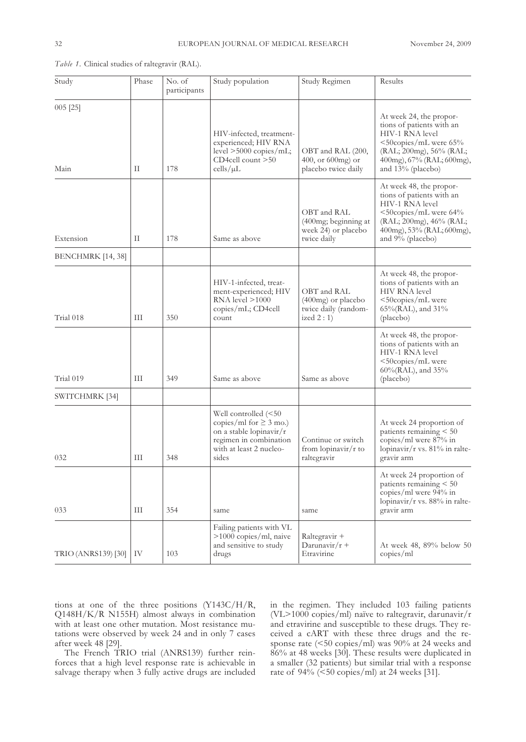*Table 1.* Clinical studies of raltegravir (RAL).

| Study | Phase | No. of participants | Study population | Study Regimen | Results |
|---|---|---|---|---|---|
| 005 [25] | | | | | |
| Main | II | 178 | HIV-infected, treatment-experienced; HIV RNA level >5000 copies/mL; CD4cell count >50 cells/µL | OBT and RAL (200, 400, or 600mg) or placebo twice daily | At week 24, the proportions of patients with an HIV-1 RNA level <50copies/mL were 65% (RAL; 200mg), 56% (RAL; 400mg), 67% (RAL; 600mg), and 13% (placebo) |
| Extension | II | 178 | Same as above | OBT and RAL (400mg; beginning at week 24) or placebo twice daily | At week 48, the proportions of patients with an HIV-1 RNA level <50copies/mL were 64% (RAL; 200mg), 46% (RAL; 400mg), 53% (RAL; 600mg), and 9% (placebo) |
| BENCHMRK [14, 38] | | | | | |
| Trial 018 | III | 350 | HIV-1-infected, treatment-experienced; HIV RNA level >1000 copies/mL; CD4cell count | OBT and RAL (400mg) or placebo twice daily (randomized 2 : 1) | At week 48, the proportions of patients with an HIV RNA level <50copies/mL were 65%(RAL), and 31% (placebo) |
| Trial 019 | III | 349 | Same as above | Same as above | At week 48, the proportions of patients with an HIV-1 RNA level <50copies/mL were 60%(RAL), and 35% (placebo) |
| SWITCHMRK [34] | | | | | |
| 032 | III | 348 | Well controlled (<50 copies/ml for ≥ 3 mo.) on a stable lopinavir/r regimen in combination with at least 2 nucleosides | Continue or switch from lopinavir/r to raltegravir | At week 24 proportion of patients remaining < 50 copies/ml were 87% in lopinavir/r vs. 81% in raltegravir arm |
| 033 | III | 354 | same | same | At week 24 proportion of patients remaining < 50 copies/ml were 94% in lopinavir/r vs. 88% in raltegravir arm |
| TRIO (ANRS139) [30] | IV | 103 | Failing patients with VL >1000 copies/ml, naive and sensitive to study drugs | Raltegravir + Darunavir/r + Etravirine | At week 48, 89% below 50 copies/ml |

tions at one of the three positions (Y143C/H/R, Q148H/K/R N155H) almost always in combination with at least one other mutation. Most resistance mutations were observed by week 24 and in only 7 cases after week 48 [29].

The French TRIO trial (ANRS139) further reinforces that a high level response rate is achievable in salvage therapy when 3 fully active drugs are included in the regimen. They included 103 failing patients (VL>1000 copies/ml) naïve to raltegravir, darunavir/r and etravirine and susceptible to these drugs. They received a cART with these three drugs and the response rate (<50 copies/ml) was 90% at 24 weeks and 86% at 48 weeks [30]. These results were duplicated in a smaller (32 patients) but similar trial with a response rate of 94% (<50 copies/ml) at 24 weeks [31].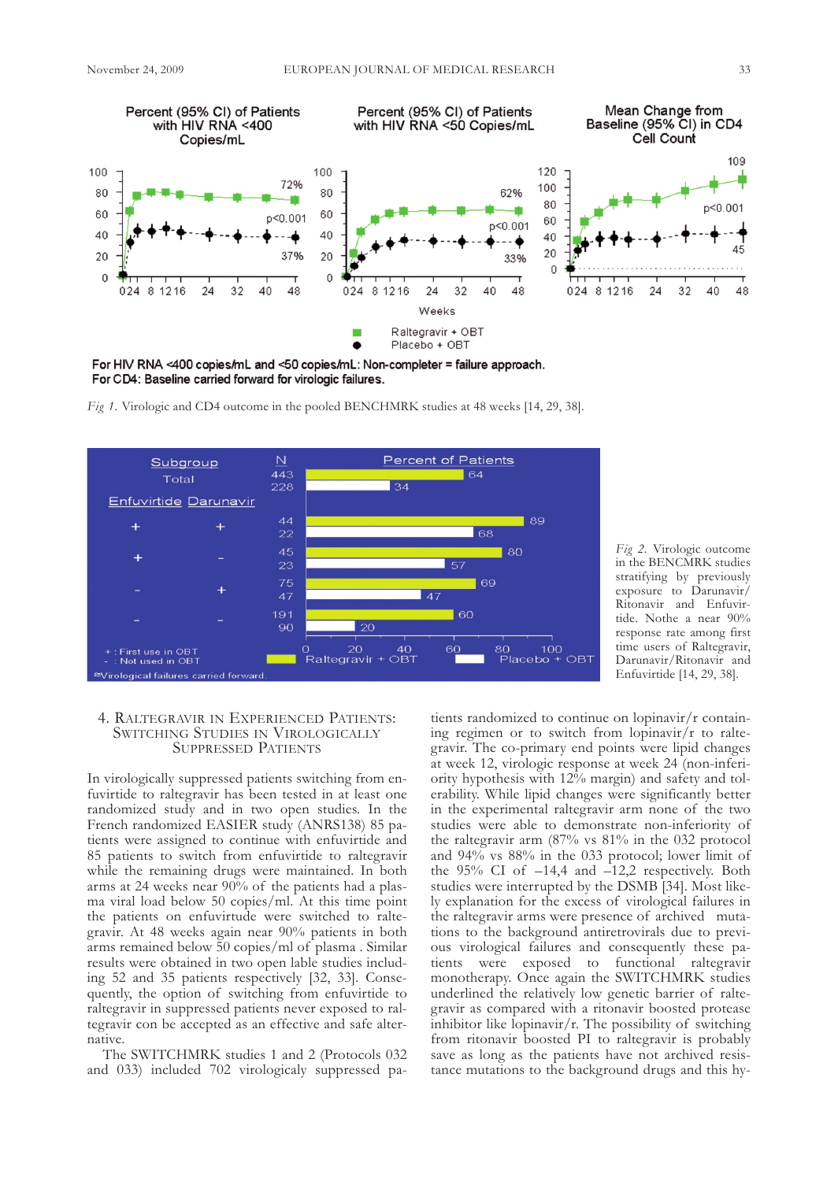Percent (95% CI) of Patients with HIV RNA <400 Copies/mL

Percent (95% CI) of Patients with HIV RNA <50 Copies/mL

Mean Change from Baseline (95% CI) in CD4 Cell Count

Raltegravir + OBT
Placebo + OBT

For HIV RNA <400 copies/mL and <50 copies/mL: Non-completer = failure approach.
For CD4: Baseline carried forward for virologic failures.

*Fig 1.* Virologic and CD4 outcome in the pooled BENCHMRK studies at 48 weeks [14, 29, 38].

| Subgroup | | N | Percent of Patients |
|---|---|---|---|
| Total | | 443 | 64 |
| | | 228 | 34 |
| Enfuvirtide | Darunavir | | |
| + | + | 44 | 89 |
| | | 22 | 68 |
| + | - | 45 | 80 |
| | | 23 | 57 |
| - | + | 75 | 69 |
| | | 47 | 47 |
| - | - | 191 | 60 |
| | | 90 | 20 |

+ : First use in OBT
- : Not used in OBT
Raltegravir + OBT; Placebo + OBT
Virological failures carried forward

*Fig 2.* Virologic outcome in the BENCMRK studies stratifying by previously exposure to Darunavir/Ritonavir and Enfuvirtide. Nothe a near 90% response rate among first time users of Raltegravir, Darunavir/Ritonavir and Enfuvirtide [14, 29, 38].

## 4. Raltegravir in Experienced Patients: Switching Studies in Virologically Suppressed Patients

In virologically suppressed patients switching from enfuvirtide to raltegravir has been tested in at least one randomized study and in two open studies. In the French randomized EASIER study (ANRS138) 85 patients were assigned to continue with enfuvirtide and 85 patients to switch from enfuvirtide to raltegravir while the remaining drugs were maintained. In both arms at 24 weeks near 90% of the patients had a plasma viral load below 50 copies/ml. At this time point the patients on enfuvirtude were switched to raltegravir. At 48 weeks again near 90% patients in both arms remained below 50 copies/ml of plasma. Similar results were obtained in two open lable studies including 52 and 35 patients respectively [32, 33]. Consequently, the option of switching from enfuvirtide to raltegravir in suppressed patients never exposed to raltegravir con be accepted as an effective and safe alternative.

The SWITCHMRK studies 1 and 2 (Protocols 032 and 033) included 702 virologicaly suppressed patients randomized to continue on lopinavir/r containing regimen or to switch from lopinavir/r to raltegravir. The co-primary end points were lipid changes at week 12, virologic response at week 24 (non-inferiority hypothesis with 12% margin) and safety and tolerability. While lipid changes were significantly better in the experimental raltegravir arm none of the two studies were able to demonstrate non-inferiority of the raltegravir arm (87% vs 81% in the 032 protocol and 94% vs 88% in the 033 protocol; lower limit of the 95% CI of –14,4 and –12,2 respectively. Both studies were interrupted by the DSMB [34]. Most likely explanation for the excess of virological failures in the raltegravir arms were presence of archived mutations to the background antiretrovirals due to previous virological failures and consequently these patients were exposed to functional raltegravir monotherapy. Once again the SWITCHMRK studies underlined the relatively low genetic barrier of raltegravir as compared with a ritonavir boosted protease inhibitor like lopinavir/r. The possibility of switching from ritonavir boosted PI to raltegravir is probably save as long as the patients have not archived resistance mutations to the background drugs and this hy-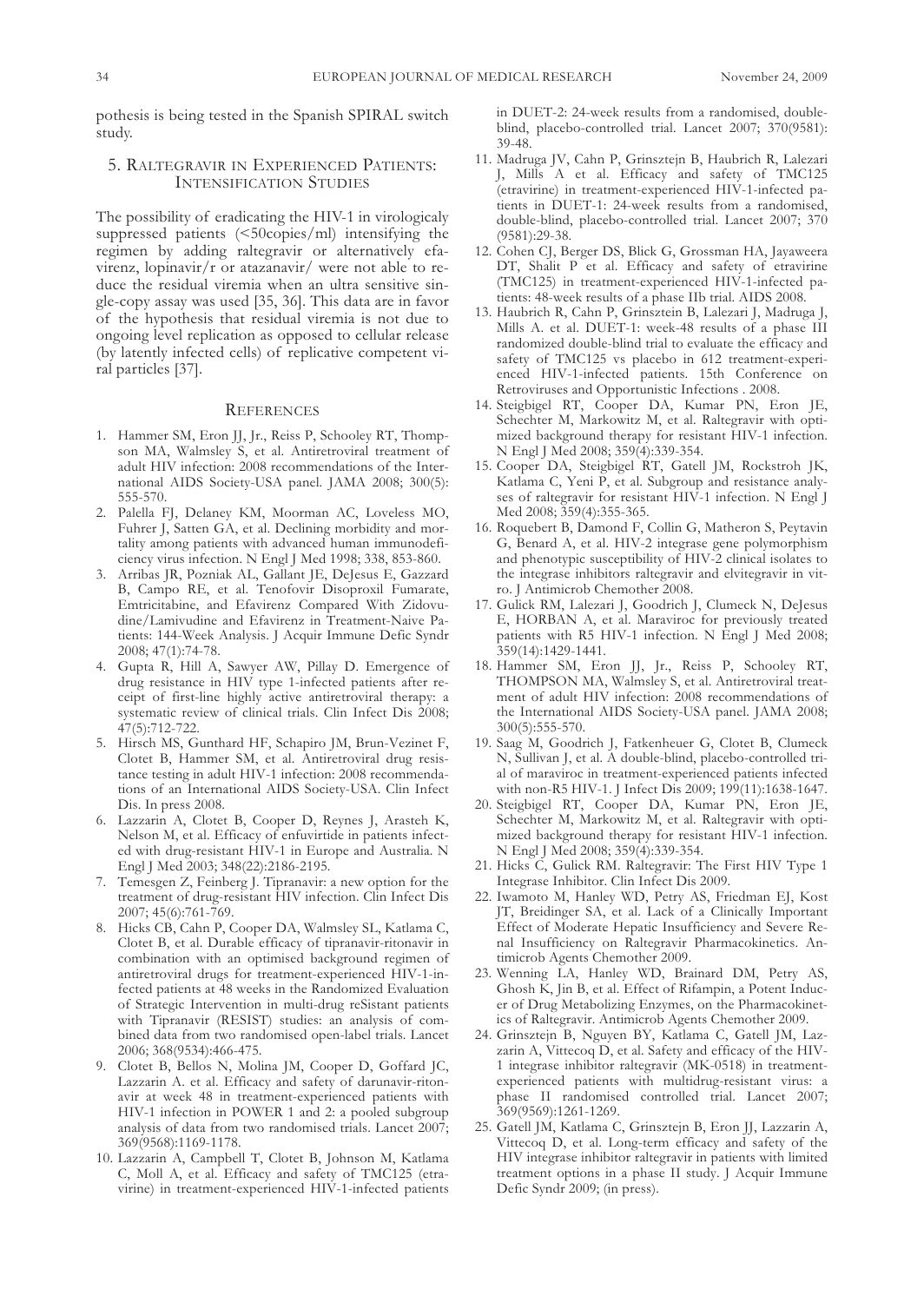pothesis is being tested in the Spanish SPIRAL switch study.

## 5. Raltegravir in Experienced Patients: Intensification Studies

The possibility of eradicating the HIV-1 in virologicaly suppressed patients (<50copies/ml) intensifying the regimen by adding raltegravir or alternatively efavirenz, lopinavir/r or atazanavir/ were not able to reduce the residual viremia when an ultra sensitive single-copy assay was used [35, 36]. This data are in favor of the hypothesis that residual viremia is not due to ongoing level replication as opposed to cellular release (by latently infected cells) of replicative competent viral particles [37].

## References

1. Hammer SM, Eron JJ, Jr., Reiss P, Schooley RT, Thompson MA, Walmsley S, et al. Antiretroviral treatment of adult HIV infection: 2008 recommendations of the International AIDS Society-USA panel. JAMA 2008; 300(5): 555-570.
2. Palella FJ, Delaney KM, Moorman AC, Loveless MO, Fuhrer J, Satten GA, et al. Declining morbidity and mortality among patients with advanced human immunodeficiency virus infection. N Engl J Med 1998; 338, 853-860.
3. Arribas JR, Pozniak AL, Gallant JE, DeJesus E, Gazzard B, Campo RE, et al. Tenofovir Disoproxil Fumarate, Emtricitabine, and Efavirenz Compared With Zidovudine/Lamivudine and Efavirenz in Treatment-Naive Patients: 144-Week Analysis. J Acquir Immune Defic Syndr 2008; 47(1):74-78.
4. Gupta R, Hill A, Sawyer AW, Pillay D. Emergence of drug resistance in HIV type 1-infected patients after receipt of first-line highly active antiretroviral therapy: a systematic review of clinical trials. Clin Infect Dis 2008; 47(5):712-722.
5. Hirsch MS, Gunthard HF, Schapiro JM, Brun-Vezinet F, Clotet B, Hammer SM, et al. Antiretroviral drug resistance testing in adult HIV-1 infection: 2008 recommendations of an International AIDS Society-USA. Clin Infect Dis. In press 2008.
6. Lazzarin A, Clotet B, Cooper D, Reynes J, Arasteh K, Nelson M, et al. Efficacy of enfuvirtide in patients infected with drug-resistant HIV-1 in Europe and Australia. N Engl J Med 2003; 348(22):2186-2195.
7. Temesgen Z, Feinberg J. Tipranavir: a new option for the treatment of drug-resistant HIV infection. Clin Infect Dis 2007; 45(6):761-769.
8. Hicks CB, Cahn P, Cooper DA, Walmsley SL, Katlama C, Clotet B, et al. Durable efficacy of tipranavir-ritonavir in combination with an optimised background regimen of antiretroviral drugs for treatment-experienced HIV-1-infected patients at 48 weeks in the Randomized Evaluation of Strategic Intervention in multi-drug reSistant patients with Tipranavir (RESIST) studies: an analysis of combined data from two randomised open-label trials. Lancet 2006; 368(9534):466-475.
9. Clotet B, Bellos N, Molina JM, Cooper D, Goffard JC, Lazzarin A. et al. Efficacy and safety of darunavir-ritonavir at week 48 in treatment-experienced patients with HIV-1 infection in POWER 1 and 2: a pooled subgroup analysis of data from two randomised trials. Lancet 2007; 369(9568):1169-1178.
10. Lazzarin A, Campbell T, Clotet B, Johnson M, Katlama C, Moll A, et al. Efficacy and safety of TMC125 (etravirine) in treatment-experienced HIV-1-infected patients in DUET-2: 24-week results from a randomised, double-blind, placebo-controlled trial. Lancet 2007; 370(9581): 39-48.
11. Madruga JV, Cahn P, Grinsztejn B, Haubrich R, Lalezari J, Mills A et al. Efficacy and safety of TMC125 (etravirine) in treatment-experienced HIV-1-infected patients in DUET-1: 24-week results from a randomised, double-blind, placebo-controlled trial. Lancet 2007; 370 (9581):29-38.
12. Cohen CJ, Berger DS, Blick G, Grossman HA, Jayaweera DT, Shalit P et al. Efficacy and safety of etravirine (TMC125) in treatment-experienced HIV-1-infected patients: 48-week results of a phase IIb trial. AIDS 2008.
13. Haubrich R, Cahn P, Grinsztein B, Lalezari J, Madruga J, Mills A. et al. DUET-1: week-48 results of a phase III randomized double-blind trial to evaluate the efficacy and safety of TMC125 vs placebo in 612 treatment-experienced HIV-1-infected patients. 15th Conference on Retroviruses and Opportunistic Infections . 2008.
14. Steigbigel RT, Cooper DA, Kumar PN, Eron JE, Schechter M, Markowitz M, et al. Raltegravir with optimized background therapy for resistant HIV-1 infection. N Engl J Med 2008; 359(4):339-354.
15. Cooper DA, Steigbigel RT, Gatell JM, Rockstroh JK, Katlama C, Yeni P, et al. Subgroup and resistance analyses of raltegravir for resistant HIV-1 infection. N Engl J Med 2008; 359(4):355-365.
16. Roquebert B, Damond F, Collin G, Matheron S, Peytavin G, Benard A, et al. HIV-2 integrase gene polymorphism and phenotypic susceptibility of HIV-2 clinical isolates to the integrase inhibitors raltegravir and elvitegravir in vitro. J Antimicrob Chemother 2008.
17. Gulick RM, Lalezari J, Goodrich J, Clumeck N, DeJesus E, HORBAN A, et al. Maraviroc for previously treated patients with R5 HIV-1 infection. N Engl J Med 2008; 359(14):1429-1441.
18. Hammer SM, Eron JJ, Jr., Reiss P, Schooley RT, THOMPSON MA, Walmsley S, et al. Antiretroviral treatment of adult HIV infection: 2008 recommendations of the International AIDS Society-USA panel. JAMA 2008; 300(5):555-570.
19. Saag M, Goodrich J, Fatkenheuer G, Clotet B, Clumeck N, Sullivan J, et al. A double-blind, placebo-controlled trial of maraviroc in treatment-experienced patients infected with non-R5 HIV-1. J Infect Dis 2009; 199(11):1638-1647.
20. Steigbigel RT, Cooper DA, Kumar PN, Eron JE, Schechter M, Markowitz M, et al. Raltegravir with optimized background therapy for resistant HIV-1 infection. N Engl J Med 2008; 359(4):339-354.
21. Hicks C, Gulick RM. Raltegravir: The First HIV Type 1 Integrase Inhibitor. Clin Infect Dis 2009.
22. Iwamoto M, Hanley WD, Petry AS, Friedman EJ, Kost JT, Breidinger SA, et al. Lack of a Clinically Important Effect of Moderate Hepatic Insufficiency and Severe Renal Insufficiency on Raltegravir Pharmacokinetics. Antimicrob Agents Chemother 2009.
23. Wenning LA, Hanley WD, Brainard DM, Petry AS, Ghosh K, Jin B, et al. Effect of Rifampin, a Potent Inducer of Drug Metabolizing Enzymes, on the Pharmacokinetics of Raltegravir. Antimicrob Agents Chemother 2009.
24. Grinsztejn B, Nguyen BY, Katlama C, Gatell JM, Lazzarin A, Vittecoq D, et al. Safety and efficacy of the HIV-1 integrase inhibitor raltegravir (MK-0518) in treatment-experienced patients with multidrug-resistant virus: a phase II randomised controlled trial. Lancet 2007; 369(9569):1261-1269.
25. Gatell JM, Katlama C, Grinsztejn B, Eron JJ, Lazzarin A, Vittecoq D, et al. Long-term efficacy and safety of the HIV integrase inhibitor raltegravir in patients with limited treatment options in a phase II study. J Acquir Immune Defic Syndr 2009; (in press).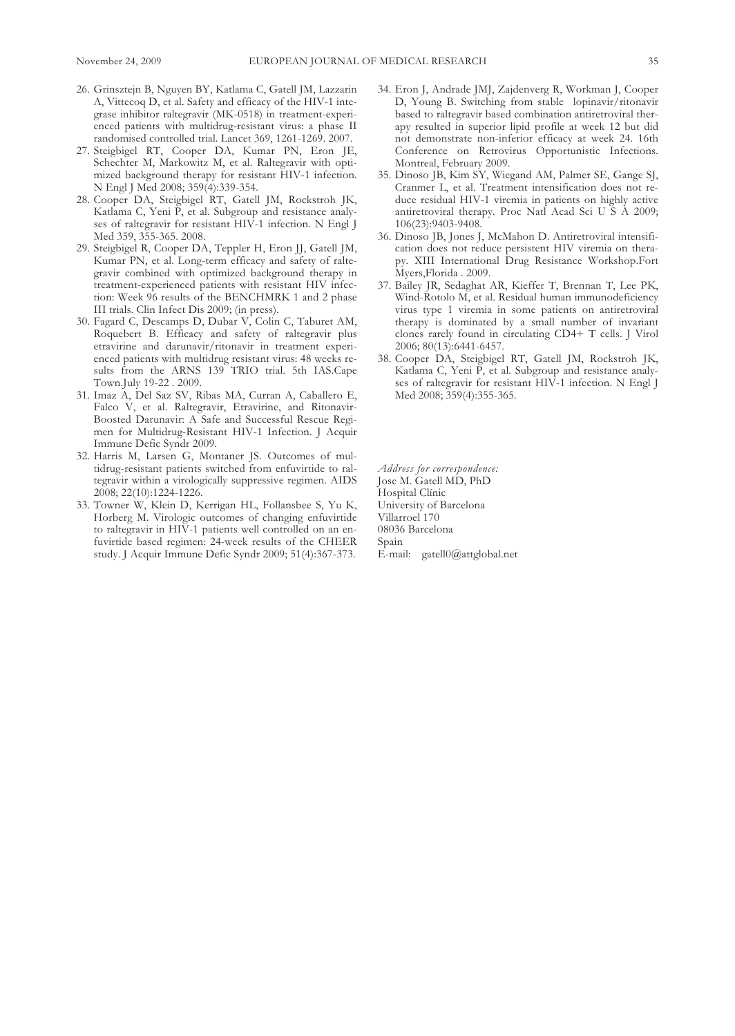26. Grinsztejn B, Nguyen BY, Katlama C, Gatell JM, Lazzarin A, Vittecoq D, et al. Safety and efficacy of the HIV-1 integrase inhibitor raltegravir (MK-0518) in treatment-experienced patients with multidrug-resistant virus: a phase II randomised controlled trial. Lancet 369, 1261-1269. 2007.
27. Steigbigel RT, Cooper DA, Kumar PN, Eron JE, Schechter M, Markowitz M, et al. Raltegravir with optimized background therapy for resistant HIV-1 infection. N Engl J Med 2008; 359(4):339-354.
28. Cooper DA, Steigbigel RT, Gatell JM, Rockstroh JK, Katlama C, Yeni P, et al. Subgroup and resistance analyses of raltegravir for resistant HIV-1 infection. N Engl J Med 359, 355-365. 2008.
29. Steigbigel R, Cooper DA, Teppler H, Eron JJ, Gatell JM, Kumar PN, et al. Long-term efficacy and safety of raltegravir combined with optimized background therapy in treatment-experienced patients with resistant HIV infection: Week 96 results of the BENCHMRK 1 and 2 phase III trials. Clin Infect Dis 2009; (in press).
30. Fagard C, Descamps D, Dubar V, Colin C, Taburet AM, Roquebert B. Efficacy and safety of raltegravir plus etravirine and darunavir/ritonavir in treatment experienced patients with multidrug resistant virus: 48 weeks results from the ARNS 139 TRIO trial. 5th IAS.Cape Town.July 19-22 . 2009.
31. Imaz A, Del Saz SV, Ribas MA, Curran A, Caballero E, Falco V, et al. Raltegravir, Etravirine, and Ritonavir-Boosted Darunavir: A Safe and Successful Rescue Regimen for Multidrug-Resistant HIV-1 Infection. J Acquir Immune Defic Syndr 2009.
32. Harris M, Larsen G, Montaner JS. Outcomes of multidrug-resistant patients switched from enfuvirtide to raltegravir within a virologically suppressive regimen. AIDS 2008; 22(10):1224-1226.
33. Towner W, Klein D, Kerrigan HL, Follansbee S, Yu K, Horberg M. Virologic outcomes of changing enfuvirtide to raltegravir in HIV-1 patients well controlled on an enfuvirtide based regimen: 24-week results of the CHEER study. J Acquir Immune Defic Syndr 2009; 51(4):367-373.
34. Eron J, Andrade JMJ, Zajdenverg R, Workman J, Cooper D, Young B. Switching from stable lopinavir/ritonavir based to raltegravir based combination antiretroviral therapy resulted in superior lipid profile at week 12 but did not demonstrate non-inferior efficacy at week 24. 16th Conference on Retrovirus Opportunistic Infections. Montreal, February 2009.
35. Dinoso JB, Kim SY, Wiegand AM, Palmer SE, Gange SJ, Cranmer L, et al. Treatment intensification does not reduce residual HIV-1 viremia in patients on highly active antiretroviral therapy. Proc Natl Acad Sci U S A 2009; 106(23):9403-9408.
36. Dinoso JB, Jones J, McMahon D. Antiretroviral intensification does not reduce persistent HIV viremia on therapy. XIII International Drug Resistance Workshop.Fort Myers,Florida . 2009.
37. Bailey JR, Sedaghat AR, Kieffer T, Brennan T, Lee PK, Wind-Rotolo M, et al. Residual human immunodeficiency virus type 1 viremia in some patients on antiretroviral therapy is dominated by a small number of invariant clones rarely found in circulating CD4+ T cells. J Virol 2006; 80(13):6441-6457.
38. Cooper DA, Steigbigel RT, Gatell JM, Rockstroh JK, Katlama C, Yeni P, et al. Subgroup and resistance analyses of raltegravir for resistant HIV-1 infection. N Engl J Med 2008; 359(4):355-365.

*Address for correspondence:*
Jose M. Gatell MD, PhD
Hospital Clínic
University of Barcelona
Villarroel 170
08036 Barcelona
Spain
E-mail: gatell0@attglobal.net